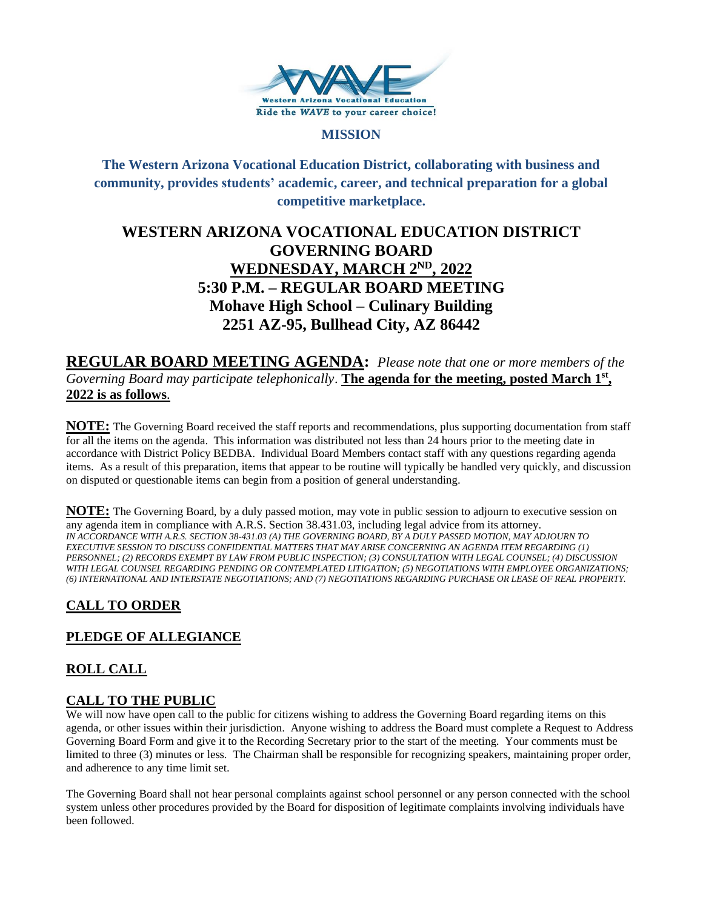Western Arizona Vocational Education

Ride the WAVE to your career choice!

**MISSION**

**The Western Arizona Vocational Education District, collaborating with business and community, provides students' academic, career, and technical preparation for a global competitive marketplace.**

# WESTERN ARIZONA VOCATIONAL EDUCATION DISTRICT GOVERNING BOARD

## WEDNESDAY, MARCH 2ND, 2022

## 5:30 P.M. – REGULAR BOARD MEETING

## Mohave High School – Culinary Building

## 2251 AZ-95, Bullhead City, AZ 86442

**REGULAR BOARD MEETING AGENDA:** *Please note that one or more members of the Governing Board may participate telephonically*. **The agenda for the meeting, posted March 1st, 2022 is as follows**.

**NOTE:** The Governing Board received the staff reports and recommendations, plus supporting documentation from staff for all the items on the agenda. This information was distributed not less than 24 hours prior to the meeting date in accordance with District Policy BEDBA. Individual Board Members contact staff with any questions regarding agenda items. As a result of this preparation, items that appear to be routine will typically be handled very quickly, and discussion on disputed or questionable items can begin from a position of general understanding.

**NOTE:** The Governing Board, by a duly passed motion, may vote in public session to adjourn to executive session on any agenda item in compliance with A.R.S. Section 38.431.03, including legal advice from its attorney.
*IN ACCORDANCE WITH A.R.S. SECTION 38-431.03 (A) THE GOVERNING BOARD, BY A DULY PASSED MOTION, MAY ADJOURN TO EXECUTIVE SESSION TO DISCUSS CONFIDENTIAL MATTERS THAT MAY ARISE CONCERNING AN AGENDA ITEM REGARDING (1) PERSONNEL; (2) RECORDS EXEMPT BY LAW FROM PUBLIC INSPECTION; (3) CONSULTATION WITH LEGAL COUNSEL; (4) DISCUSSION WITH LEGAL COUNSEL REGARDING PENDING OR CONTEMPLATED LITIGATION; (5) NEGOTIATIONS WITH EMPLOYEE ORGANIZATIONS; (6) INTERNATIONAL AND INTERSTATE NEGOTIATIONS; AND (7) NEGOTIATIONS REGARDING PURCHASE OR LEASE OF REAL PROPERTY.*

## CALL TO ORDER

## PLEDGE OF ALLEGIANCE

## ROLL CALL

## CALL TO THE PUBLIC

We will now have open call to the public for citizens wishing to address the Governing Board regarding items on this agenda, or other issues within their jurisdiction. Anyone wishing to address the Board must complete a Request to Address Governing Board Form and give it to the Recording Secretary prior to the start of the meeting. Your comments must be limited to three (3) minutes or less. The Chairman shall be responsible for recognizing speakers, maintaining proper order, and adherence to any time limit set.

The Governing Board shall not hear personal complaints against school personnel or any person connected with the school system unless other procedures provided by the Board for disposition of legitimate complaints involving individuals have been followed.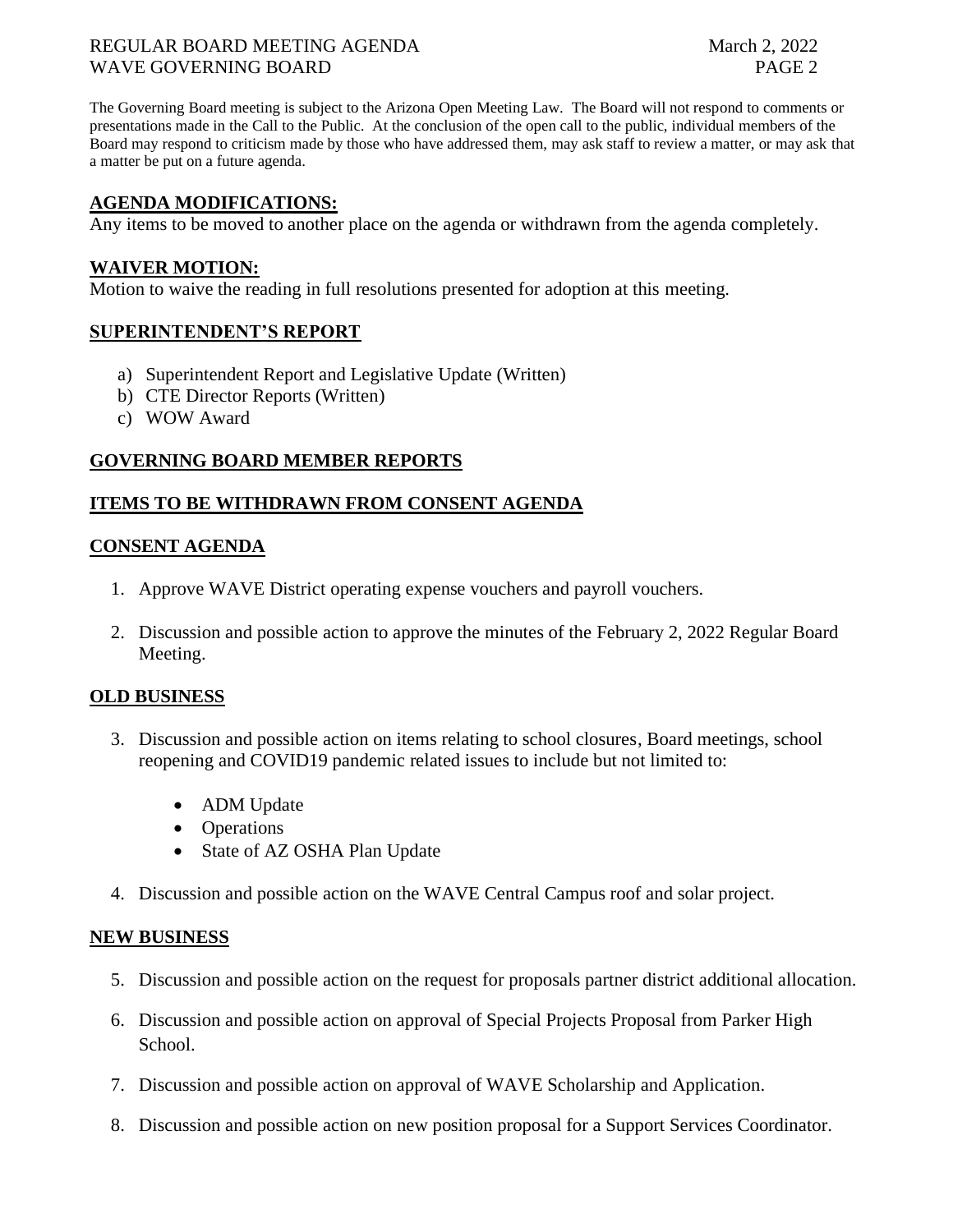The Governing Board meeting is subject to the Arizona Open Meeting Law. The Board will not respond to comments or presentations made in the Call to the Public. At the conclusion of the open call to the public, individual members of the Board may respond to criticism made by those who have addressed them, may ask staff to review a matter, or may ask that a matter be put on a future agenda.

## AGENDA MODIFICATIONS:

Any items to be moved to another place on the agenda or withdrawn from the agenda completely.

## WAIVER MOTION:

Motion to waive the reading in full resolutions presented for adoption at this meeting.

## SUPERINTENDENT'S REPORT

a) Superintendent Report and Legislative Update (Written)
b) CTE Director Reports (Written)
c) WOW Award

## GOVERNING BOARD MEMBER REPORTS

## ITEMS TO BE WITHDRAWN FROM CONSENT AGENDA

## CONSENT AGENDA

1. Approve WAVE District operating expense vouchers and payroll vouchers.

2. Discussion and possible action to approve the minutes of the February 2, 2022 Regular Board Meeting.

## OLD BUSINESS

3. Discussion and possible action on items relating to school closures, Board meetings, school reopening and COVID19 pandemic related issues to include but not limited to:

   - ADM Update
   - Operations
   - State of AZ OSHA Plan Update

4. Discussion and possible action on the WAVE Central Campus roof and solar project.

## NEW BUSINESS

5. Discussion and possible action on the request for proposals partner district additional allocation.

6. Discussion and possible action on approval of Special Projects Proposal from Parker High School.

7. Discussion and possible action on approval of WAVE Scholarship and Application.

8. Discussion and possible action on new position proposal for a Support Services Coordinator.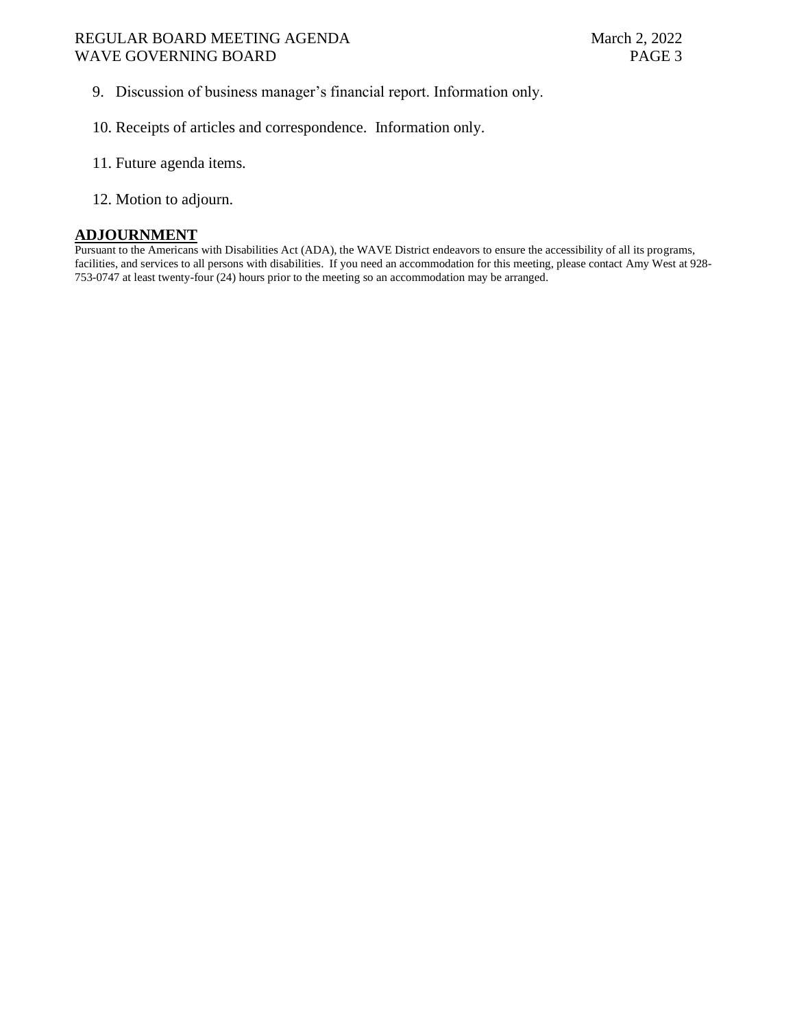9. Discussion of business manager's financial report. Information only.

10. Receipts of articles and correspondence. Information only.

11. Future agenda items.

12. Motion to adjourn.

## ADJOURNMENT

Pursuant to the Americans with Disabilities Act (ADA), the WAVE District endeavors to ensure the accessibility of all its programs, facilities, and services to all persons with disabilities. If you need an accommodation for this meeting, please contact Amy West at 928-753-0747 at least twenty-four (24) hours prior to the meeting so an accommodation may be arranged.